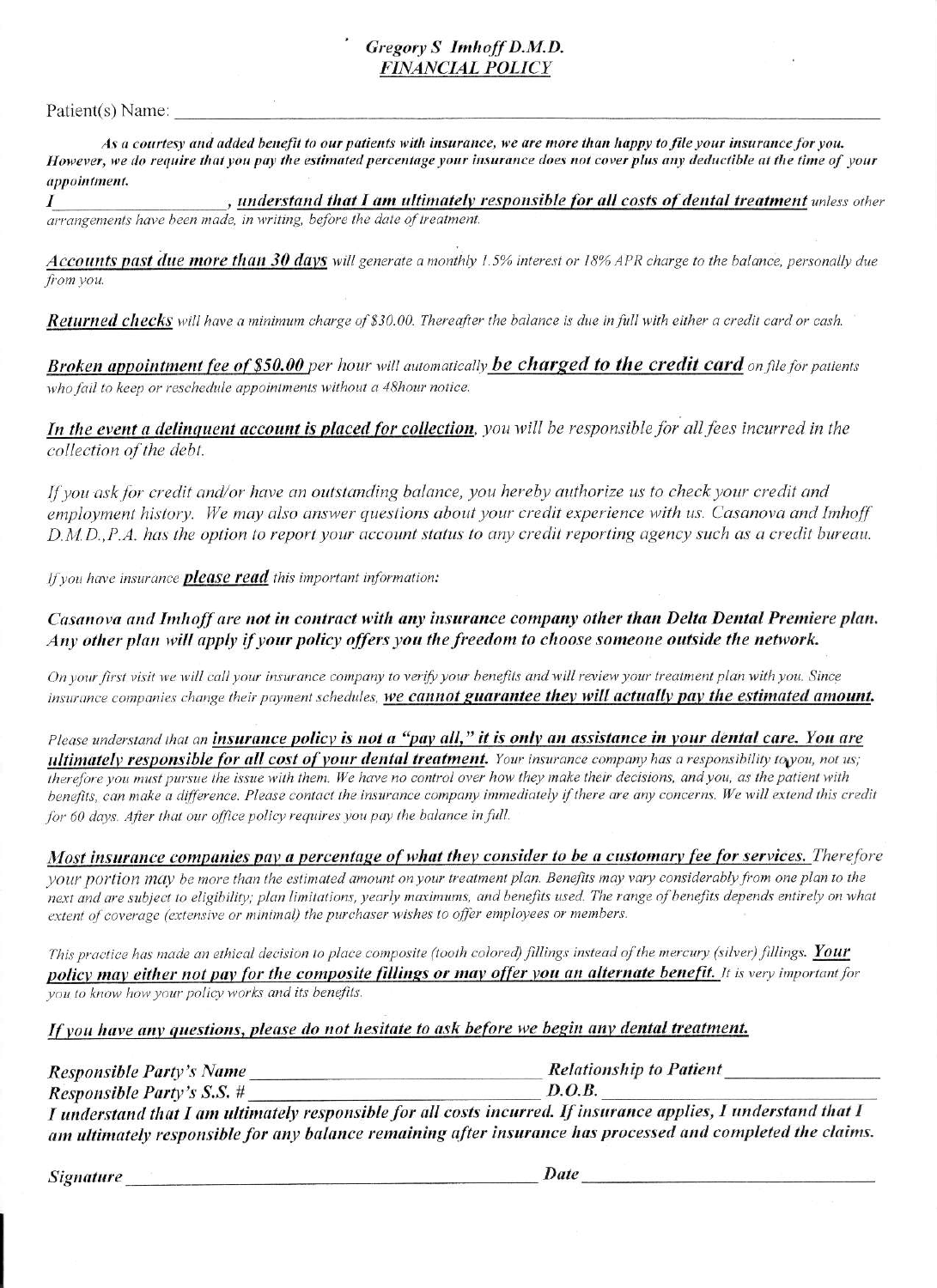# *Gregory S Imhoff D.M.D.*
## *FINANCIAL POLICY*

Patient(s) Name: ______________________________________________________________

*As a courtesy and added benefit to our patients with insurance, we are more than happy to file your insurance for you. However, we do require that you pay the estimated percentage your insurance does not cover plus any deductible at the time of your appointment.*

*I ____________________, **understand that I am ultimately responsible for all costs of dental treatment** unless other arrangements have been made, in writing, before the date of treatment.*

***Accounts past due more than 30 days*** *will generate a monthly 1.5% interest or 18% APR charge to the balance, personally due from you.*

***Returned checks*** *will have a minimum charge of $30.00. Thereafter the balance is due in full with either a credit card or cash.*

***Broken appointment fee of $50.00*** *per hour will automatically* ***be charged to the credit card*** *on file for patients who fail to keep or reschedule appointments without a 48hour notice.*

***In the event a delinquent account is placed for collection****, you will be responsible for all fees incurred in the collection of the debt.*

*If you ask for credit and/or have an outstanding balance, you hereby authorize us to check your credit and employment history. We may also answer questions about your credit experience with us. Casanova and Imhoff D.M.D.,P.A. has the option to report your account status to any credit reporting agency such as a credit bureau.*

*If you have insurance* ***please read*** *this important information:*

***Casanova and Imhoff are not in contract with any insurance company other than Delta Dental Premiere plan. Any other plan will apply if your policy offers you the freedom to choose someone outside the network.***

*On your first visit we will call your insurance company to verify your benefits and will review your treatment plan with you. Since insurance companies change their payment schedules,* ***we cannot guarantee they will actually pay the estimated amount.***

*Please understand that an* ***insurance policy is not a "pay all," it is only an assistance in your dental care. You are ultimately responsible for all cost of your dental treatment.*** *Your insurance company has a responsibility to you, not us; therefore you must pursue the issue with them. We have no control over how they make their decisions, and you, as the patient with benefits, can make a difference. Please contact the insurance company immediately if there are any concerns. We will extend this credit for 60 days. After that our office policy requires you pay the balance in full.*

***Most insurance companies pay a percentage of what they consider to be a customary fee for services.*** *Therefore your portion may be more than the estimated amount on your treatment plan. Benefits may vary considerably from one plan to the next and are subject to eligibility; plan limitations, yearly maximums, and benefits used. The range of benefits depends entirely on what extent of coverage (extensive or minimal) the purchaser wishes to offer employees or members.*

*This practice has made an ethical decision to place composite (tooth colored) fillings instead of the mercury (silver) fillings.* ***Your policy may either not pay for the composite fillings or may offer you an alternate benefit.*** *It is very important for you to know how your policy works and its benefits.*

***If you have any questions, please do not hesitate to ask before we begin any dental treatment.***

***Responsible Party's Name*** ______________________________ ***Relationship to Patient*** ________________

***Responsible Party's S.S. #*** ______________________________ ***D.O.B.*** ______________________________

***I understand that I am ultimately responsible for all costs incurred. If insurance applies, I understand that I am ultimately responsible for any balance remaining after insurance has processed and completed the claims.***

***Signature*** ____________________________________________ ***Date*** ______________________________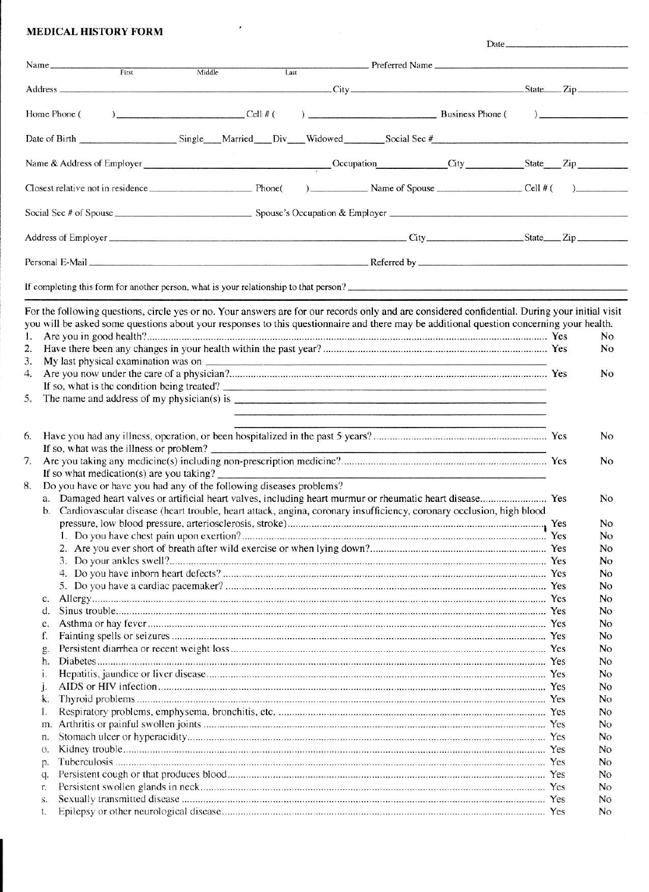**MEDICAL HISTORY FORM**

Date ____________________

Name ____________________ (First / Middle / Last) Preferred Name ____________________

Address ____________________ City ____________________ State ____ Zip ________

Home Phone ( ) ____________________ Cell # ( ) ____________________ Business Phone ( ) ____________________

Date of Birth ____________________ Single ___ Married ___ Div ___ Widowed ___ Social Sec # ____________________

Name & Address of Employer ____________________ Occupation ____________ City ____________ State ___ Zip ________

Closest relative not in residence ____________________ Phone( ) ____________ Name of Spouse ____________________ Cell # ( ) ____________

Social Sec # of Spouse ____________________ Spouse's Occupation & Employer ____________________

Address of Employer ____________________ City ____________________ State ___ Zip ________

Personal E-Mail ____________________ Referred by ____________________

If completing this form for another person, what is your relationship to that person? ____________________

For the following questions, circle yes or no. Your answers are for our records only and are considered confidential. During your initial visit you will be asked some questions about your responses to this questionnaire and there may be additional question concerning your health.

1. Are you in good health? ........ Yes No
2. Have there been any changes in your health within the past year? ........ Yes No
3. My last physical examination was on ____________________
4. Are you now under the care of a physician? ........ Yes No
   If so, what is the condition being treated? ____________________
5. The name and address of my physician(s) is ____________________
6. Have you had any illness, operation, or been hospitalized in the past 5 years? ........ Yes No
   If so, what was the illness or problem? ____________________
7. Are you taking any medicine(s) including non-prescription medicine? ........ Yes No
   If so what medication(s) are you taking? ____________________
8. Do you have or have you had any of the following diseases problems?
   a. Damaged heart valves or artificial heart valves, including heart murmur or rheumatic heart disease ........ Yes No
   b. Cardiovascular disease (heart trouble, heart attack, angina, coronary insufficiency, coronary occlusion, high blood pressure, low blood pressure, arteriosclerosis, stroke) ........ Yes No
      1. Do you have chest pain upon exertion? ........ Yes No
      2. Are you ever short of breath after wild exercise or when lying down? ........ Yes No
      3. Do your ankles swell? ........ Yes No
      4. Do you have inborn heart defects? ........ Yes No
      5. Do you have a cardiac pacemaker? ........ Yes No
   c. Allergy ........ Yes No
   d. Sinus trouble ........ Yes No
   e. Asthma or hay fever ........ Yes No
   f. Fainting spells or seizures ........ Yes No
   g. Persistent diarrhea or recent weight loss ........ Yes No
   h. Diabetes ........ Yes No
   i. Hepatitis, jaundice or liver disease ........ Yes No
   j. AIDS or HIV infection ........ Yes No
   k. Thyroid problems ........ Yes No
   l. Respiratory problems, emphysema, bronchitis, etc. ........ Yes No
   m. Arthritis or painful swollen joints ........ Yes No
   n. Stomach ulcer or hyperacidity ........ Yes No
   o. Kidney trouble ........ Yes No
   p. Tuberculosis ........ Yes No
   q. Persistent cough or that produces blood ........ Yes No
   r. Persistent swollen glands in neck ........ Yes No
   s. Sexually transmitted disease ........ Yes No
   t. Epilepsy or other neurological disease ........ Yes No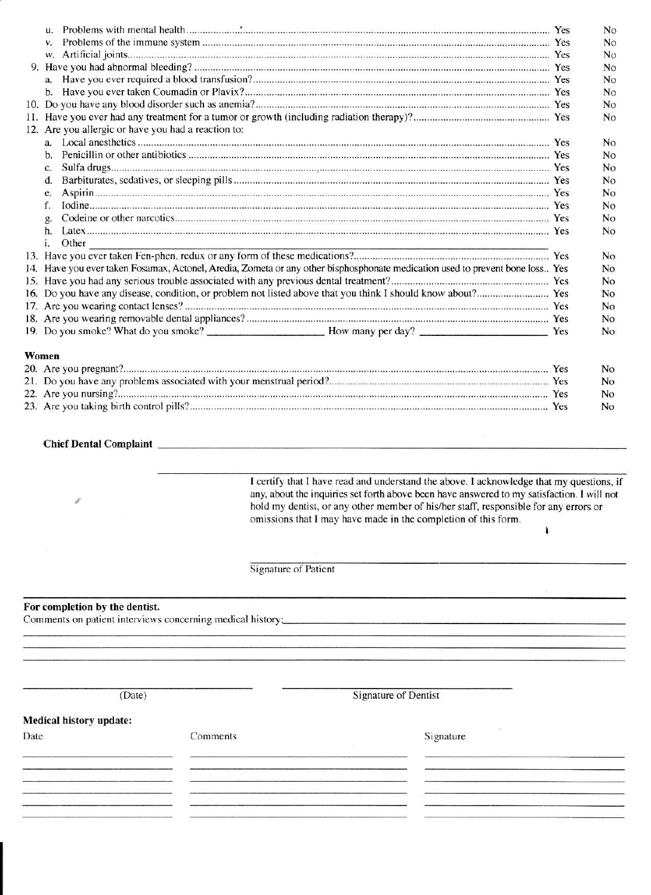u. Problems with mental health ........ Yes No

v. Problems of the immune system ........ Yes No

w. Artificial joints........ Yes No

9. Have you had abnormal bleeding? ........ Yes No
   a. Have you ever required a blood transfusion? ........ Yes No
   b. Have you ever taken Coumadin or Plavix? ........ Yes No
10. Do you have any blood disorder such as anemia? ........ Yes No
11. Have you ever had any treatment for a tumor or growth (including radiation therapy)? ........ Yes No
12. Are you allergic or have you had a reaction to:
    a. Local anesthetics ........ Yes No
    b. Penicillin or other antibiotics ........ Yes No
    c. Sulfa drugs........ Yes No
    d. Barbiturates, sedatives, or sleeping pills ........ Yes No
    e. Aspirin........ Yes No
    f. Iodine........ Yes No
    g. Codeine or other narcotics........ Yes No
    h. Latex........ Yes No
    i. Other ______________________________
13. Have you ever taken Fen-phen, redux or any form of these medications? ........ Yes No
14. Have you ever taken Fosamax, Actonel, Aredia, Zometa or any other bisphosphonate medication used to prevent bone loss.. Yes No
15. Have you had any serious trouble associated with any previous dental treatment? ........ Yes No
16. Do you have any disease, condition, or problem not listed above that you think I should know about? ........ Yes No
17. Are you wearing contact lenses? ........ Yes No
18. Are you wearing removable dental appliances? ........ Yes No
19. Do you smoke? What do you smoke? ______________ How many per day? ______________ Yes No

**Women**

20. Are you pregnant? ........ Yes No
21. Do you have any problems associated with your menstrual period? ........ Yes No
22. Are you nursing? ........ Yes No
23. Are you taking birth control pills? ........ Yes No

**Chief Dental Complaint** ______________________________________________

______________________________________________

I certify that I have read and understand the above. I acknowledge that my questions, if any, about the inquiries set forth above been have answered to my satisfaction. I will not hold my dentist, or any other member of his/her staff, responsible for any errors or omissions that I may have made in the completion of this form.

______________________________
Signature of Patient

**For completion by the dentist.**

Comments on patient interviews concerning medical history: ______________________________________________

______________________________________________

______________________________________________

______________________________________________

______________________________ ______________________________
(Date) Signature of Dentist

**Medical history update:**

| Date | Comments | Signature |
| --- | --- | --- |
| | | |
| | | |
| | | |
| | | |
| | | |
| | | |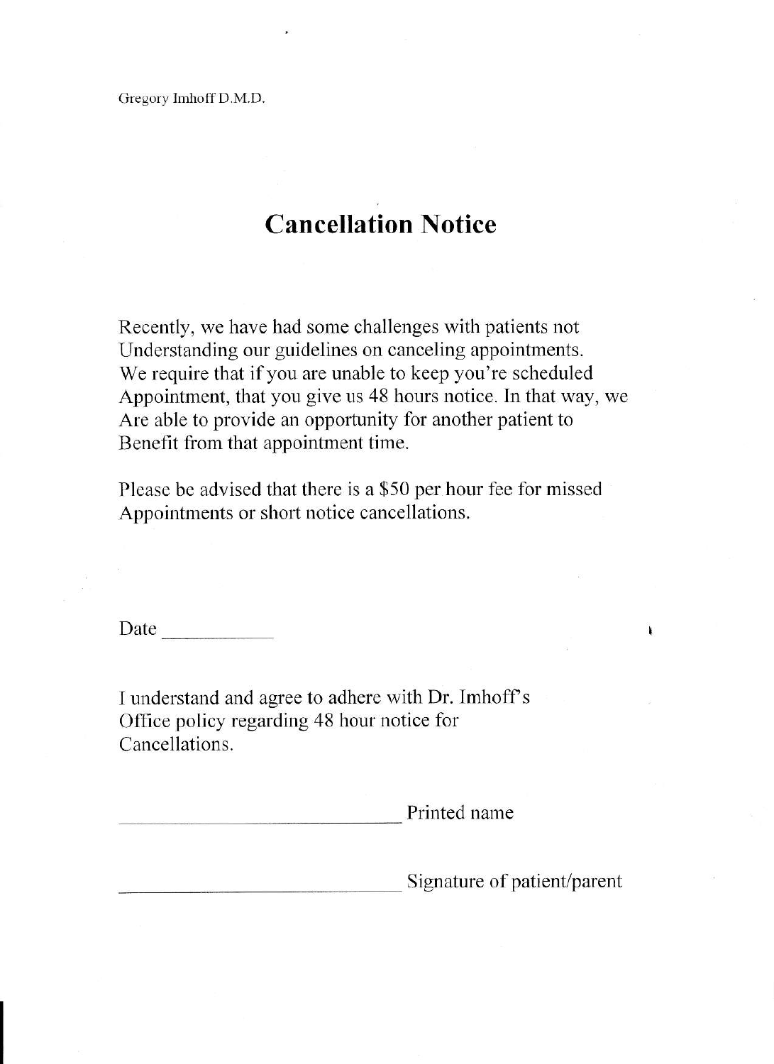Gregory Imhoff D.M.D.

# Cancellation Notice

Recently, we have had some challenges with patients not Understanding our guidelines on canceling appointments. We require that if you are unable to keep you're scheduled Appointment, that you give us 48 hours notice. In that way, we Are able to provide an opportunity for another patient to Benefit from that appointment time.

Please be advised that there is a $50 per hour fee for missed Appointments or short notice cancellations.

Date ___________

I understand and agree to adhere with Dr. Imhoff's Office policy regarding 48 hour notice for Cancellations.

____________________________ Printed name

____________________________ Signature of patient/parent